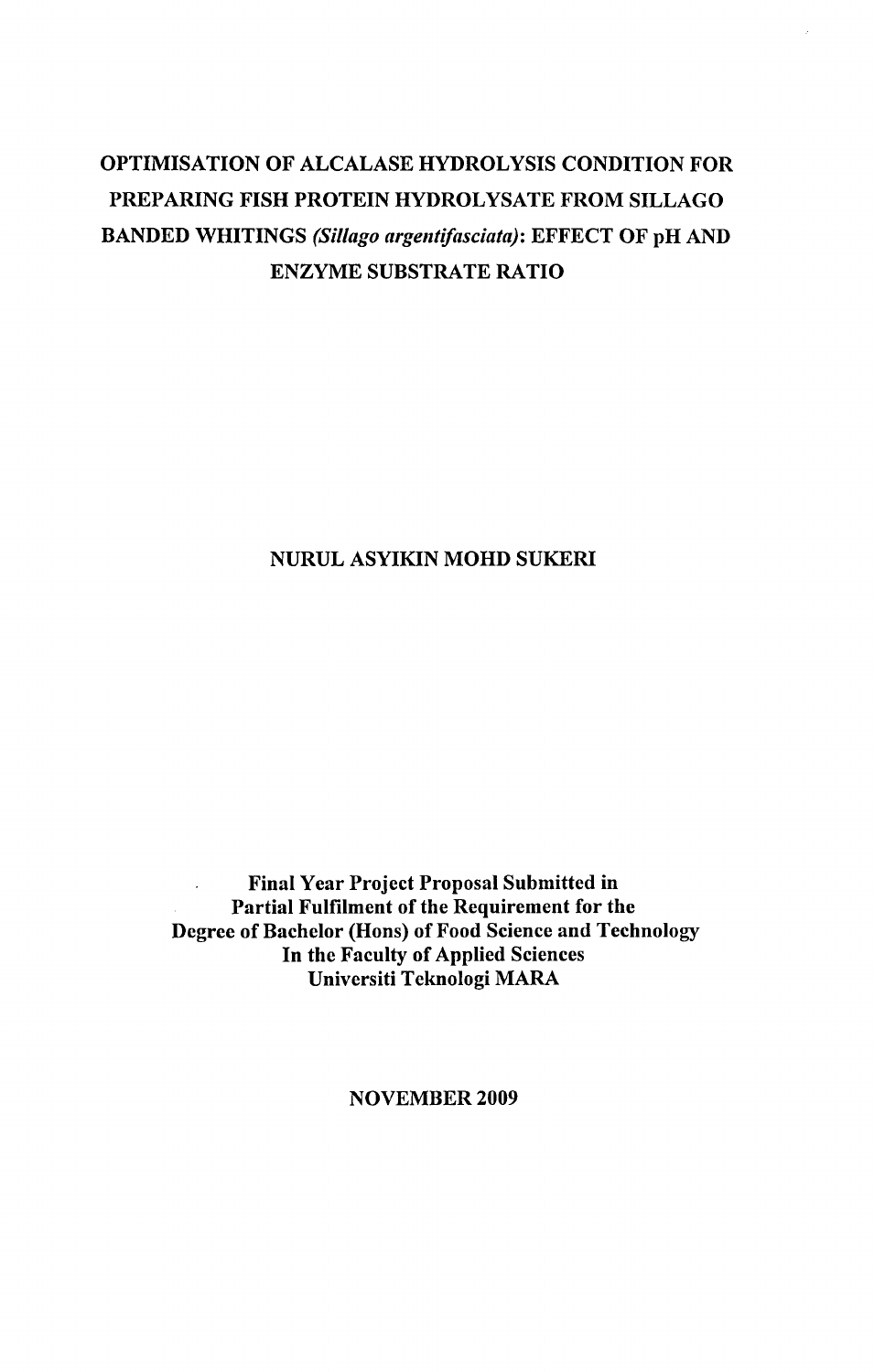# OPTIMISATION OF ALCALASE HYDROLYSIS CONDITION FOR PREPARING FISH PROTEIN HYDROLYSATE FROM SILLAGO BANDED WHITINGS *(Sillago argentifasciata)*: EFFECT OF pH AND ENZYME SUBSTRATE RATIO

NURUL ASYIKIN MOHD SUKERI

**Final Year Project Proposal Submitted in Partial Fulfilment of the Requirement for the Degree of Bachelor (Hons) of Food Science and Technology In the Faculty of Applied Sciences Universiti Teknologi MARA**

NOVEMBER 2009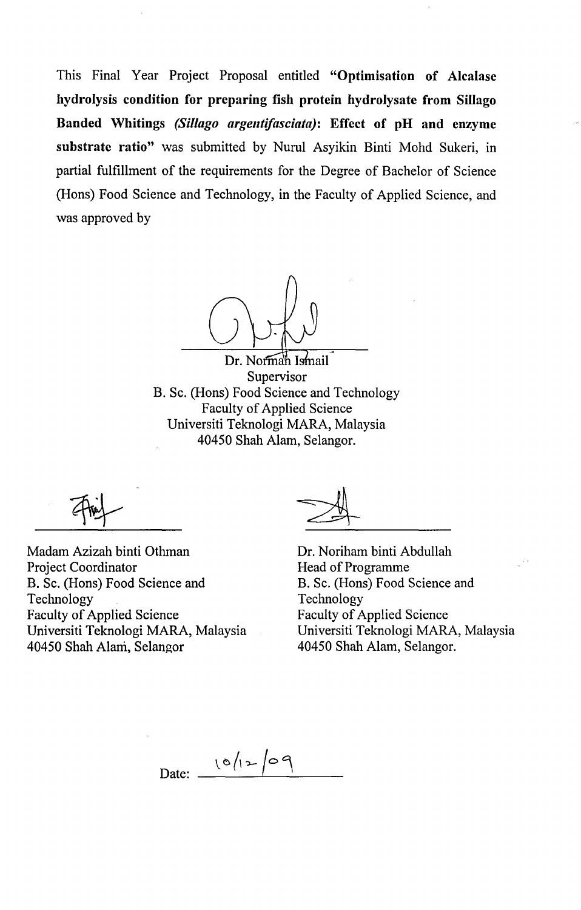This Final Year Project Proposal entitled **"Optimisation of Alcalase hydrolysis condition for preparing fish protein hydrolysate from Sillago Banded Whitings *(Sillago argentifasciata)*: Effect of pH and enzyme substrate ratio"** was submitted by Nurul Asyikin Binti Mohd Sukeri, in partial fulfillment of the requirements for the Degree of Bachelor of Science (Hons) Food Science and Technology, in the Faculty of Applied Science, and was approved by

Dr. Normah Ismail
Supervisor
B. Sc. (Hons) Food Science and Technology
Faculty of Applied Science
Universiti Teknologi MARA, Malaysia
40450 Shah Alam, Selangor.

Madam Azizah binti Othman
Project Coordinator
B. Sc. (Hons) Food Science and Technology
Faculty of Applied Science
Universiti Teknologi MARA, Malaysia
40450 Shah Alam, Selangor

Dr. Noriham binti Abdullah
Head of Programme
B. Sc. (Hons) Food Science and Technology
Faculty of Applied Science
Universiti Teknologi MARA, Malaysia
40450 Shah Alam, Selangor.

Date: 10/12/09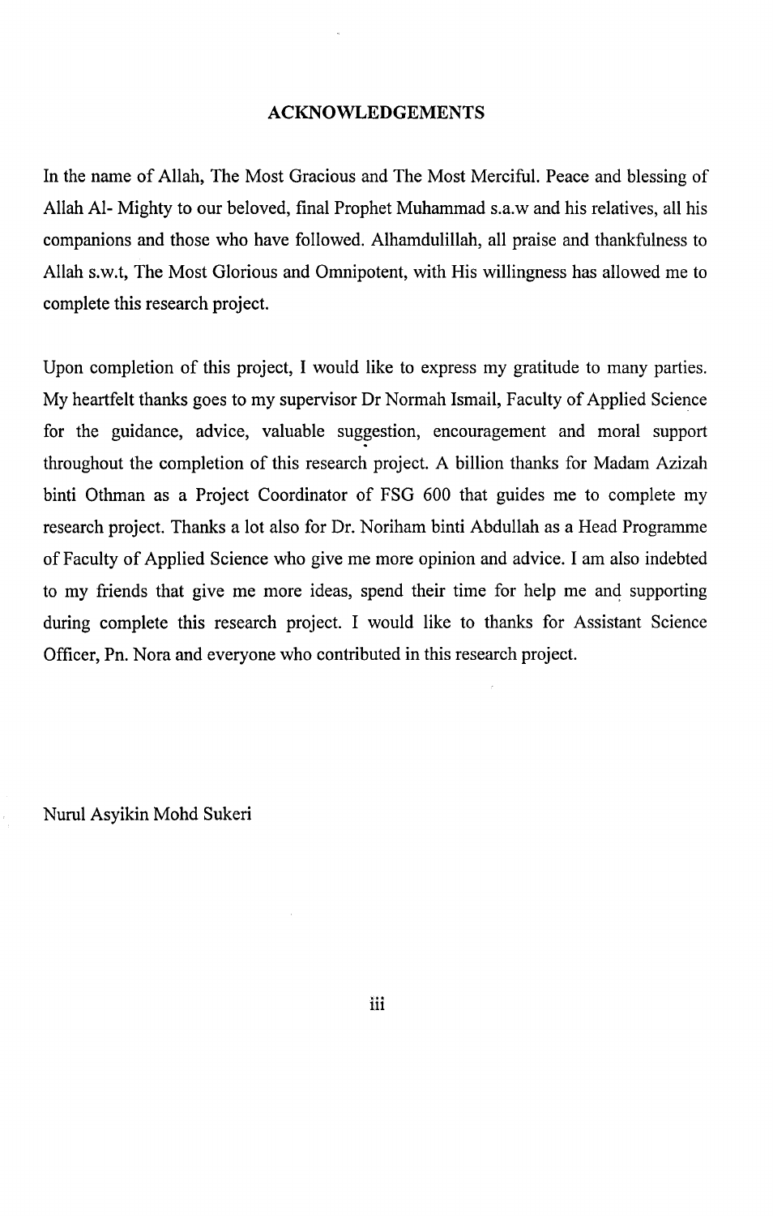## ACKNOWLEDGEMENTS

In the name of Allah, The Most Gracious and The Most Merciful. Peace and blessing of Allah Al- Mighty to our beloved, final Prophet Muhammad s.a.w and his relatives, all his companions and those who have followed. Alhamdulillah, all praise and thankfulness to Allah s.w.t, The Most Glorious and Omnipotent, with His willingness has allowed me to complete this research project.

Upon completion of this project, I would like to express my gratitude to many parties. My heartfelt thanks goes to my supervisor Dr Normah Ismail, Faculty of Applied Science for the guidance, advice, valuable suggestion, encouragement and moral support throughout the completion of this research project. A billion thanks for Madam Azizah binti Othman as a Project Coordinator of FSG 600 that guides me to complete my research project. Thanks a lot also for Dr. Noriham binti Abdullah as a Head Programme of Faculty of Applied Science who give me more opinion and advice. I am also indebted to my friends that give me more ideas, spend their time for help me and supporting during complete this research project. I would like to thanks for Assistant Science Officer, Pn. Nora and everyone who contributed in this research project.

Nurul Asyikin Mohd Sukeri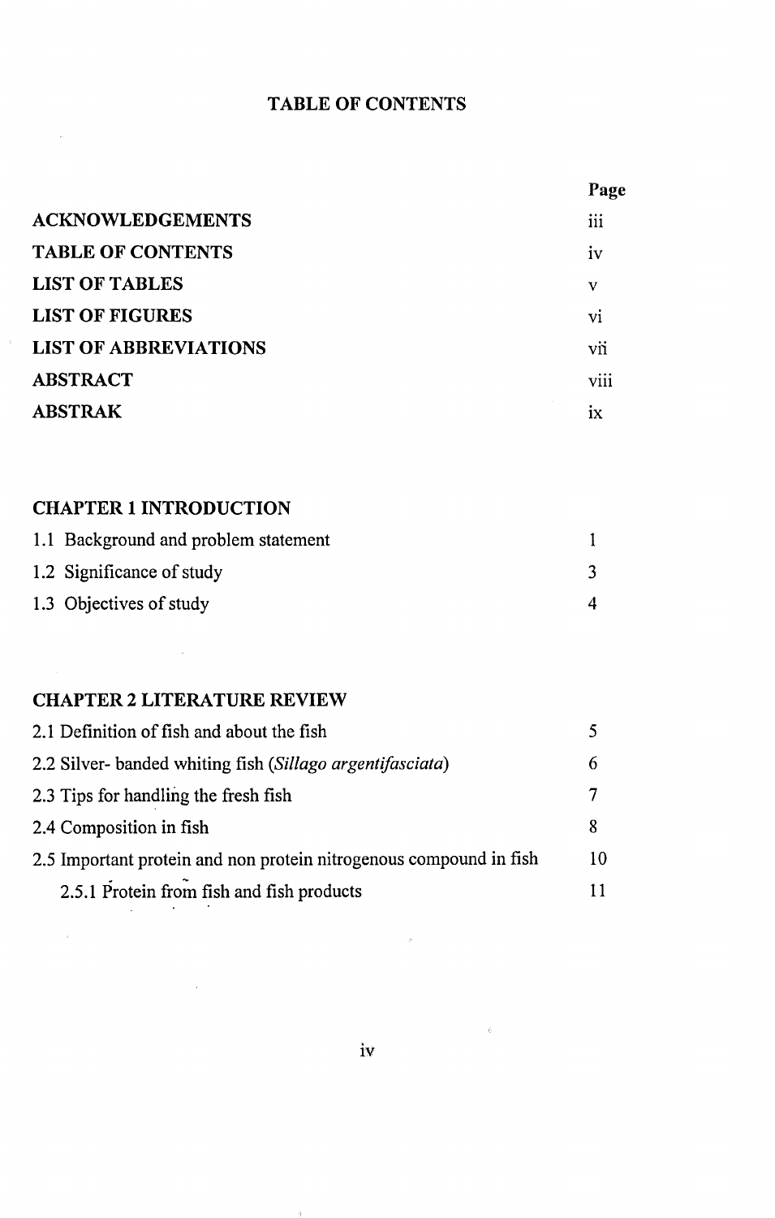# TABLE OF CONTENTS

| | Page |
|---|---|
| **ACKNOWLEDGEMENTS** | iii |
| **TABLE OF CONTENTS** | iv |
| **LIST OF TABLES** | v |
| **LIST OF FIGURES** | vi |
| **LIST OF ABBREVIATIONS** | vii |
| **ABSTRACT** | viii |
| **ABSTRAK** | ix |
| | |
| **CHAPTER 1 INTRODUCTION** | |
| 1.1 Background and problem statement | 1 |
| 1.2 Significance of study | 3 |
| 1.3 Objectives of study | 4 |
| | |
| **CHAPTER 2 LITERATURE REVIEW** | |
| 2.1 Definition of fish and about the fish | 5 |
| 2.2 Silver- banded whiting fish (*Sillago argentifasciata*) | 6 |
| 2.3 Tips for handling the fresh fish | 7 |
| 2.4 Composition in fish | 8 |
| 2.5 Important protein and non protein nitrogenous compound in fish | 10 |
| 2.5.1 Protein from fish and fish products | 11 |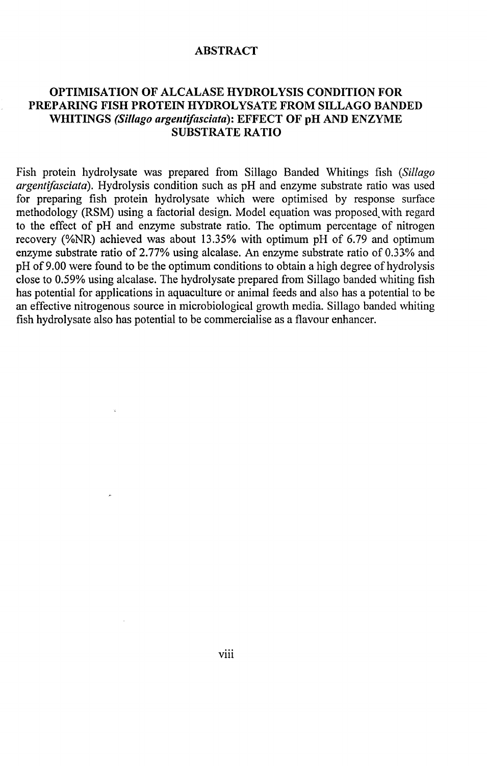## ABSTRACT

### OPTIMISATION OF ALCALASE HYDROLYSIS CONDITION FOR PREPARING FISH PROTEIN HYDROLYSATE FROM SILLAGO BANDED WHITINGS *(Sillago argentifasciata)*: EFFECT OF pH AND ENZYME SUBSTRATE RATIO

Fish protein hydrolysate was prepared from Sillago Banded Whitings fish *(Sillago argentifasciata)*. Hydrolysis condition such as pH and enzyme substrate ratio was used for preparing fish protein hydrolysate which were optimised by response surface methodology (RSM) using a factorial design. Model equation was proposed with regard to the effect of pH and enzyme substrate ratio. The optimum percentage of nitrogen recovery (%NR) achieved was about 13.35% with optimum pH of 6.79 and optimum enzyme substrate ratio of 2.77% using alcalase. An enzyme substrate ratio of 0.33% and pH of 9.00 were found to be the optimum conditions to obtain a high degree of hydrolysis close to 0.59% using alcalase. The hydrolysate prepared from Sillago banded whiting fish has potential for applications in aquaculture or animal feeds and also has a potential to be an effective nitrogenous source in microbiological growth media. Sillago banded whiting fish hydrolysate also has potential to be commercialise as a flavour enhancer.